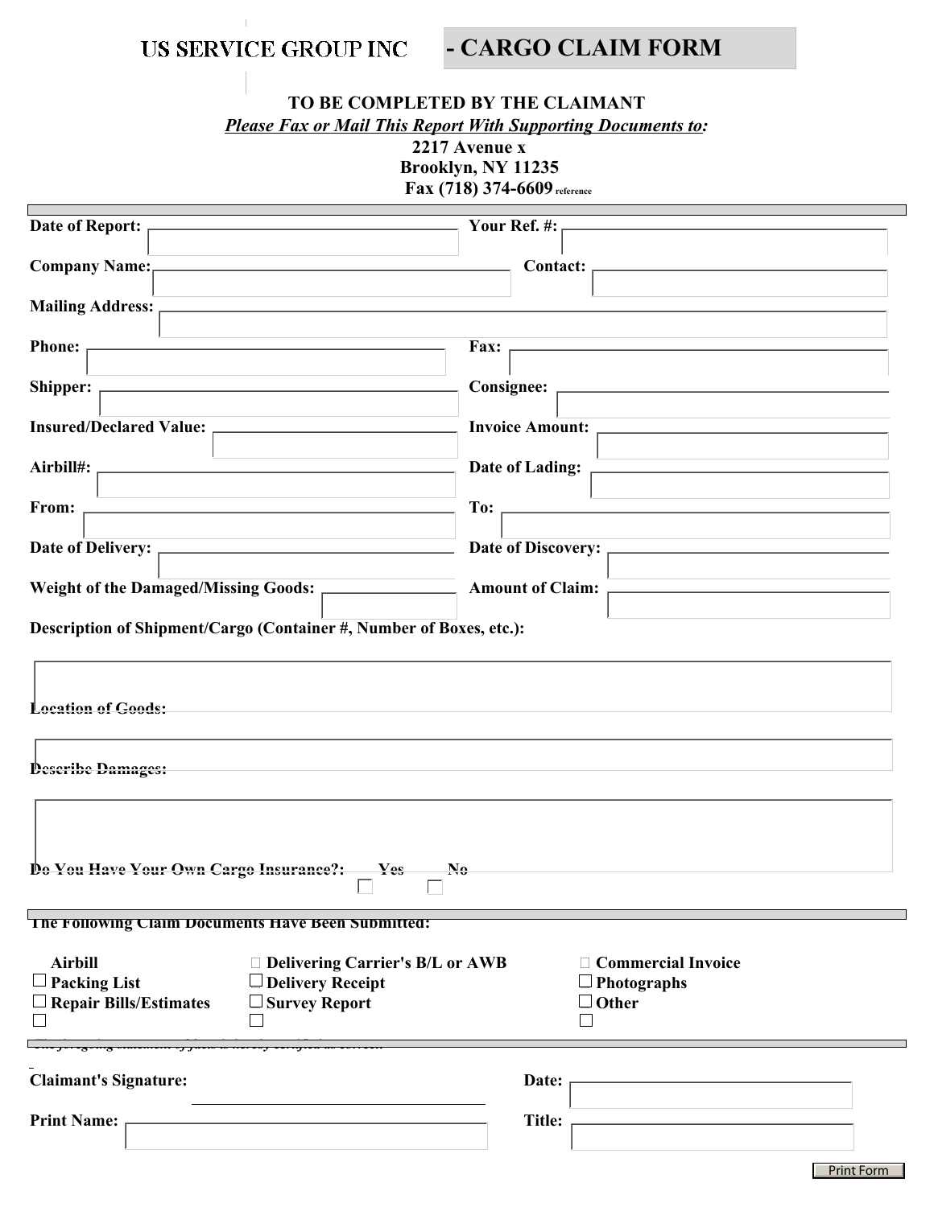# US SERVICE GROUP INC - CARGO CLAIM FORM

**TO BE COMPLETED BY THE CLAIMANT**

***Please Fax or Mail This Report With Supporting Documents to:***

**2217 Avenue x**
**Brooklyn, NY 11235**
**Fax (718) 374-6609** reference

**Date of Report:** ____________________ **Your Ref. #:** ____________________

**Company Name:** ____________________ **Contact:** ____________________

**Mailing Address:** ____________________

**Phone:** ____________________ **Fax:** ____________________

**Shipper:** ____________________ **Consignee:** ____________________

**Insured/Declared Value:** ____________________ **Invoice Amount:** ____________________

**Airbill#:** ____________________ **Date of Lading:** ____________________

**From:** ____________________ **To:** ____________________

**Date of Delivery:** ____________________ **Date of Discovery:** ____________________

**Weight of the Damaged/Missing Goods:** ____________________ **Amount of Claim:** ____________________

**Description of Shipment/Cargo (Container #, Number of Boxes, etc.):**

____________________

**Location of Goods:**

____________________

**Describe Damages:**

____________________

**Do You Have Your Own Cargo Insurance?:** ☐ Yes ☐ No

**The Following Claim Documents Have Been Submitted:**

| | | |
|---|---|---|
| ☐ **Airbill** | ☐ **Delivering Carrier's B/L or AWB** | ☐ **Commercial Invoice** |
| ☐ **Packing List** | ☐ **Delivery Receipt** | ☐ **Photographs** |
| ☐ **Repair Bills/Estimates** | ☐ **Survey Report** | ☐ **Other** |

*The foregoing statement of facts is hereby certified as correct.*

**Claimant's Signature:** ____________________ **Date:** ____________________

**Print Name:** ____________________ **Title:** ____________________

Print Form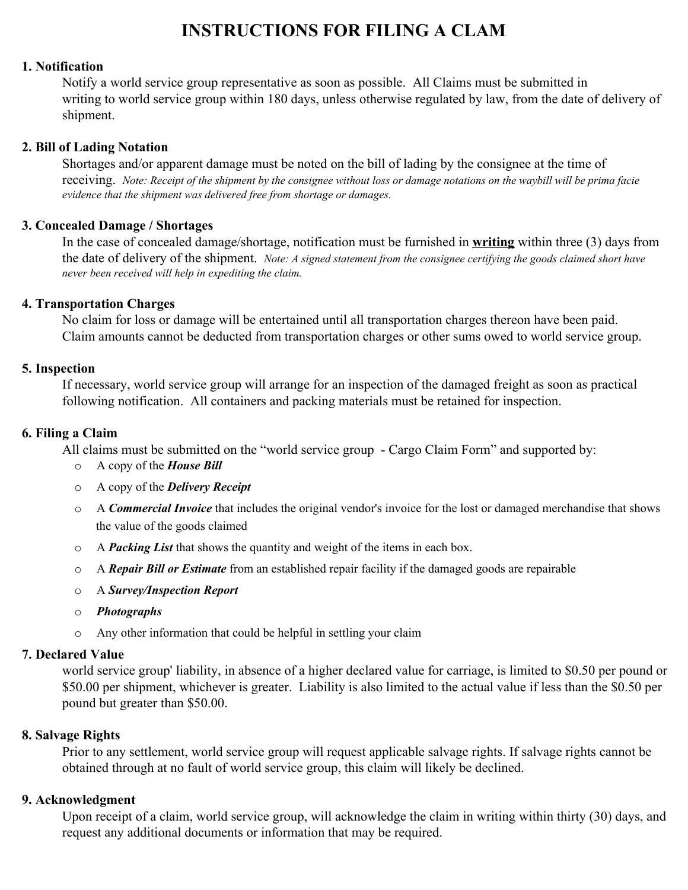# INSTRUCTIONS FOR FILING A CLAM

## 1. Notification

Notify a world service group representative as soon as possible. All Claims must be submitted in writing to world service group within 180 days, unless otherwise regulated by law, from the date of delivery of shipment.

## 2. Bill of Lading Notation

Shortages and/or apparent damage must be noted on the bill of lading by the consignee at the time of receiving. *Note: Receipt of the shipment by the consignee without loss or damage notations on the waybill will be prima facie evidence that the shipment was delivered free from shortage or damages.*

## 3. Concealed Damage / Shortages

In the case of concealed damage/shortage, notification must be furnished in **writing** within three (3) days from the date of delivery of the shipment. *Note: A signed statement from the consignee certifying the goods claimed short have never been received will help in expediting the claim.*

## 4. Transportation Charges

No claim for loss or damage will be entertained until all transportation charges thereon have been paid. Claim amounts cannot be deducted from transportation charges or other sums owed to world service group.

## 5. Inspection

If necessary, world service group will arrange for an inspection of the damaged freight as soon as practical following notification. All containers and packing materials must be retained for inspection.

## 6. Filing a Claim

All claims must be submitted on the "world service group - Cargo Claim Form" and supported by:

- A copy of the ***House Bill***
- A copy of the ***Delivery Receipt***
- A ***Commercial Invoice*** that includes the original vendor's invoice for the lost or damaged merchandise that shows the value of the goods claimed
- A ***Packing List*** that shows the quantity and weight of the items in each box.
- A ***Repair Bill or Estimate*** from an established repair facility if the damaged goods are repairable
- A ***Survey/Inspection Report***
- ***Photographs***
- Any other information that could be helpful in settling your claim

## 7. Declared Value

world service group' liability, in absence of a higher declared value for carriage, is limited to $0.50 per pound or $50.00 per shipment, whichever is greater. Liability is also limited to the actual value if less than the $0.50 per pound but greater than $50.00.

## 8. Salvage Rights

Prior to any settlement, world service group will request applicable salvage rights. If salvage rights cannot be obtained through at no fault of world service group, this claim will likely be declined.

## 9. Acknowledgment

Upon receipt of a claim, world service group, will acknowledge the claim in writing within thirty (30) days, and request any additional documents or information that may be required.